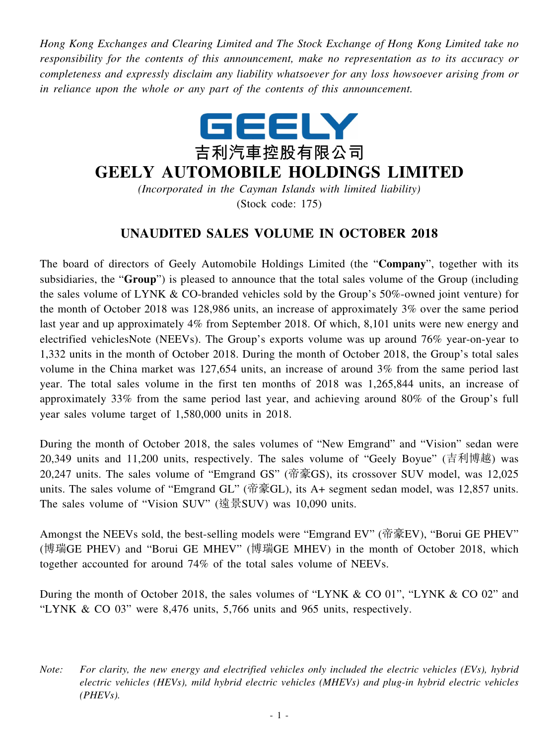*Hong Kong Exchanges and Clearing Limited and The Stock Exchange of Hong Kong Limited take no responsibility for the contents of this announcement, make no representation as to its accuracy or completeness and expressly disclaim any liability whatsoever for any loss howsoever arising from or in reliance upon the whole or any part of the contents of this announcement.*

GEELY

吉利汽車控股有限公司

# GEELY AUTOMOBILE HOLDINGS LIMITED

*(Incorporated in the Cayman Islands with limited liability)*

(Stock code: 175)

## UNAUDITED SALES VOLUME IN OCTOBER 2018

The board of directors of Geely Automobile Holdings Limited (the "**Company**", together with its subsidiaries, the "**Group**") is pleased to announce that the total sales volume of the Group (including the sales volume of LYNK & CO-branded vehicles sold by the Group's 50%-owned joint venture) for the month of October 2018 was 128,986 units, an increase of approximately 3% over the same period last year and up approximately 4% from September 2018. Of which, 8,101 units were new energy and electrified vehiclesNote (NEEVs). The Group's exports volume was up around 76% year-on-year to 1,332 units in the month of October 2018. During the month of October 2018, the Group's total sales volume in the China market was 127,654 units, an increase of around 3% from the same period last year. The total sales volume in the first ten months of 2018 was 1,265,844 units, an increase of approximately 33% from the same period last year, and achieving around 80% of the Group's full year sales volume target of 1,580,000 units in 2018.

During the month of October 2018, the sales volumes of "New Emgrand" and "Vision" sedan were 20,349 units and 11,200 units, respectively. The sales volume of "Geely Boyue" (吉利博越) was 20,247 units. The sales volume of "Emgrand GS" (帝豪GS), its crossover SUV model, was 12,025 units. The sales volume of "Emgrand GL" (帝豪GL), its A+ segment sedan model, was 12,857 units. The sales volume of "Vision SUV" (遠景SUV) was 10,090 units.

Amongst the NEEVs sold, the best-selling models were "Emgrand EV" (帝豪EV), "Borui GE PHEV" (博瑞GE PHEV) and "Borui GE MHEV" (博瑞GE MHEV) in the month of October 2018, which together accounted for around 74% of the total sales volume of NEEVs.

During the month of October 2018, the sales volumes of "LYNK & CO 01", "LYNK & CO 02" and "LYNK & CO 03" were 8,476 units, 5,766 units and 965 units, respectively.

*Note: For clarity, the new energy and electrified vehicles only included the electric vehicles (EVs), hybrid electric vehicles (HEVs), mild hybrid electric vehicles (MHEVs) and plug-in hybrid electric vehicles (PHEVs).*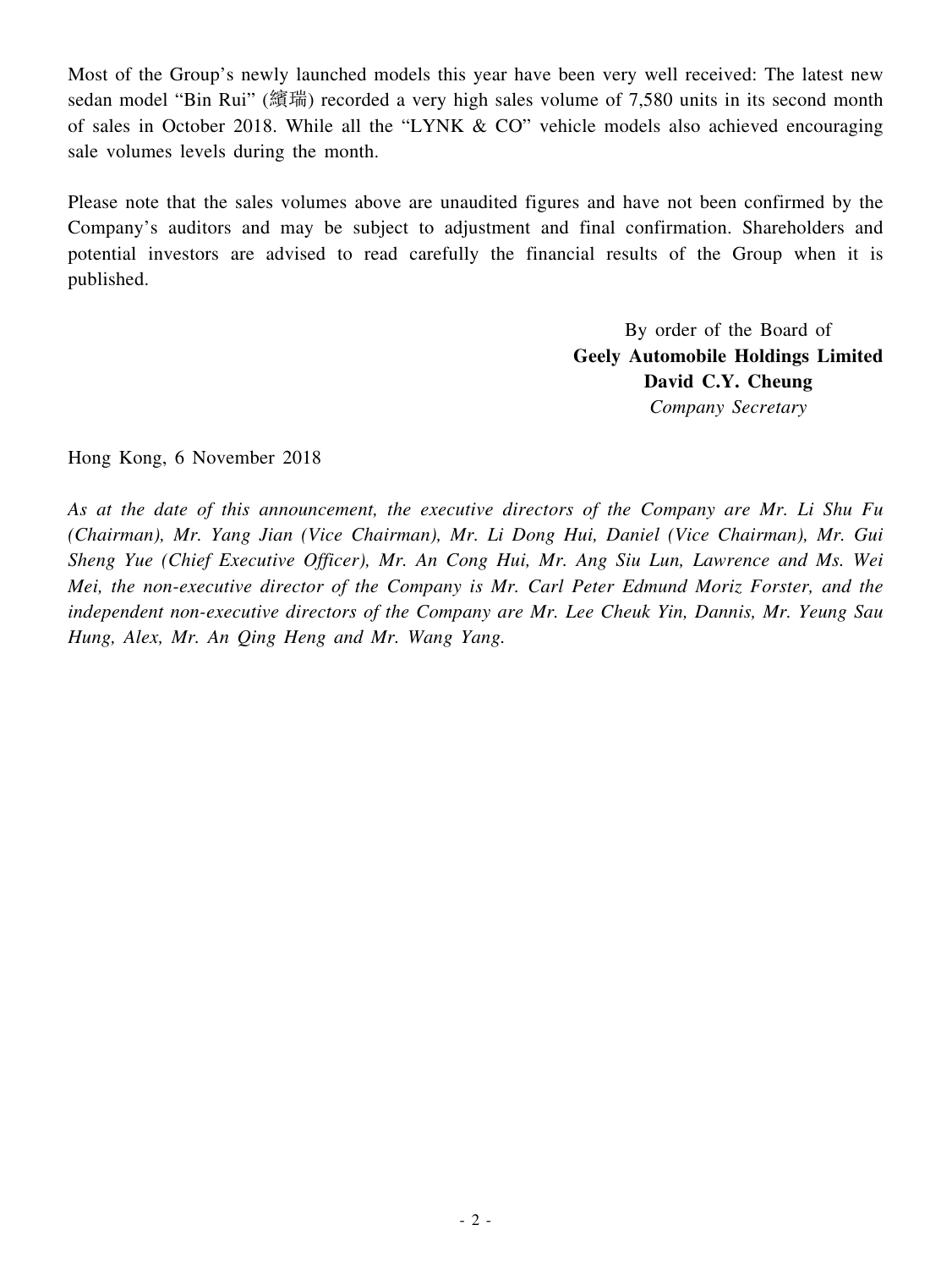Most of the Group's newly launched models this year have been very well received: The latest new sedan model "Bin Rui" (繽瑞) recorded a very high sales volume of 7,580 units in its second month of sales in October 2018. While all the "LYNK & CO" vehicle models also achieved encouraging sale volumes levels during the month.

Please note that the sales volumes above are unaudited figures and have not been confirmed by the Company's auditors and may be subject to adjustment and final confirmation. Shareholders and potential investors are advised to read carefully the financial results of the Group when it is published.

By order of the Board of
**Geely Automobile Holdings Limited**
**David C.Y. Cheung**
*Company Secretary*

Hong Kong, 6 November 2018

*As at the date of this announcement, the executive directors of the Company are Mr. Li Shu Fu (Chairman), Mr. Yang Jian (Vice Chairman), Mr. Li Dong Hui, Daniel (Vice Chairman), Mr. Gui Sheng Yue (Chief Executive Officer), Mr. An Cong Hui, Mr. Ang Siu Lun, Lawrence and Ms. Wei Mei, the non-executive director of the Company is Mr. Carl Peter Edmund Moriz Forster, and the independent non-executive directors of the Company are Mr. Lee Cheuk Yin, Dannis, Mr. Yeung Sau Hung, Alex, Mr. An Qing Heng and Mr. Wang Yang.*